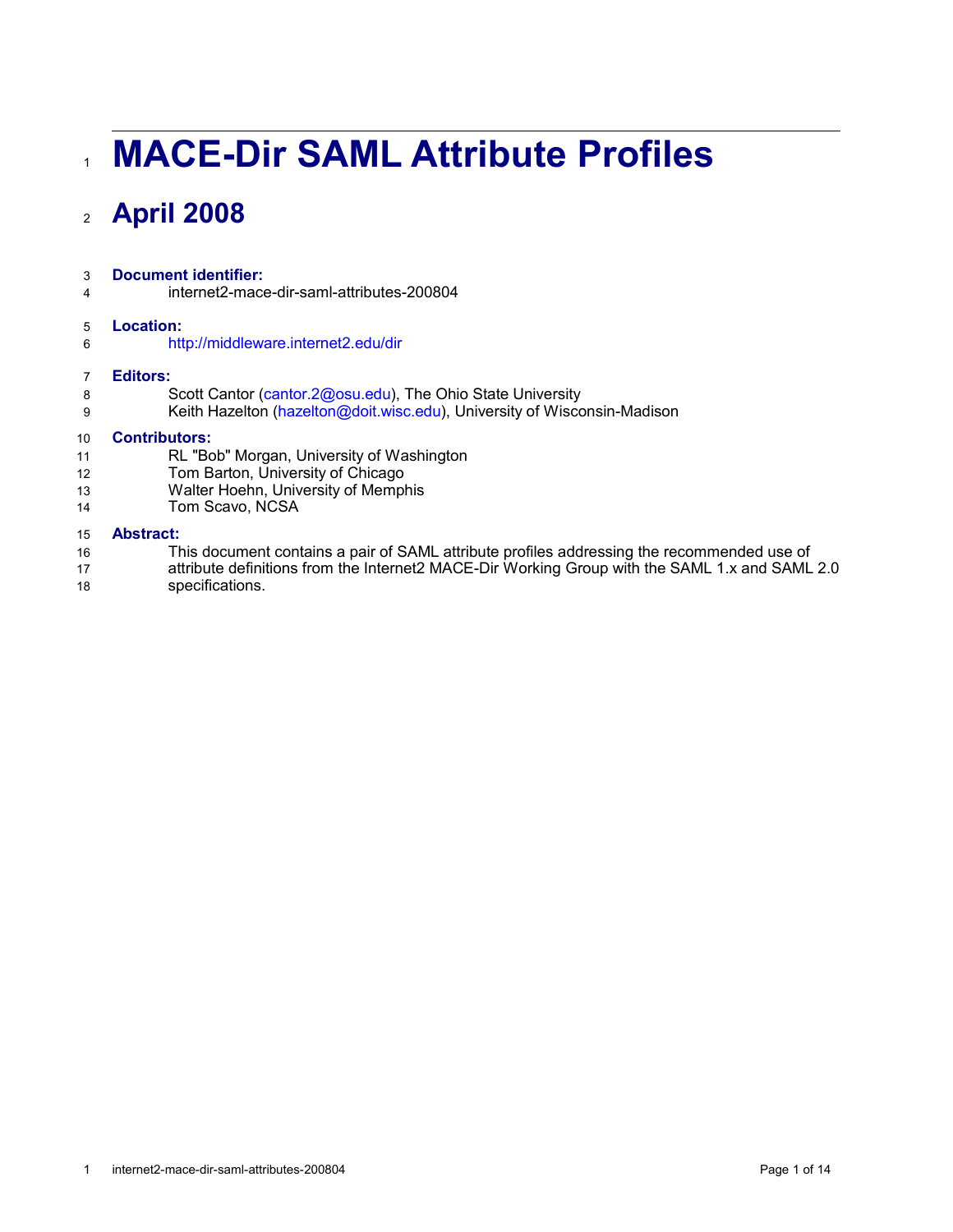# MACE-Dir SAML Attribute Profiles

## April 2008

**Document identifier:**

internet2-mace-dir-saml-attributes-200804

**Location:**

http://middleware.internet2.edu/dir

**Editors:**

Scott Cantor (cantor.2@osu.edu), The Ohio State University
Keith Hazelton (hazelton@doit.wisc.edu), University of Wisconsin-Madison

**Contributors:**

RL "Bob" Morgan, University of Washington
Tom Barton, University of Chicago
Walter Hoehn, University of Memphis
Tom Scavo, NCSA

**Abstract:**

This document contains a pair of SAML attribute profiles addressing the recommended use of attribute definitions from the Internet2 MACE-Dir Working Group with the SAML 1.x and SAML 2.0 specifications.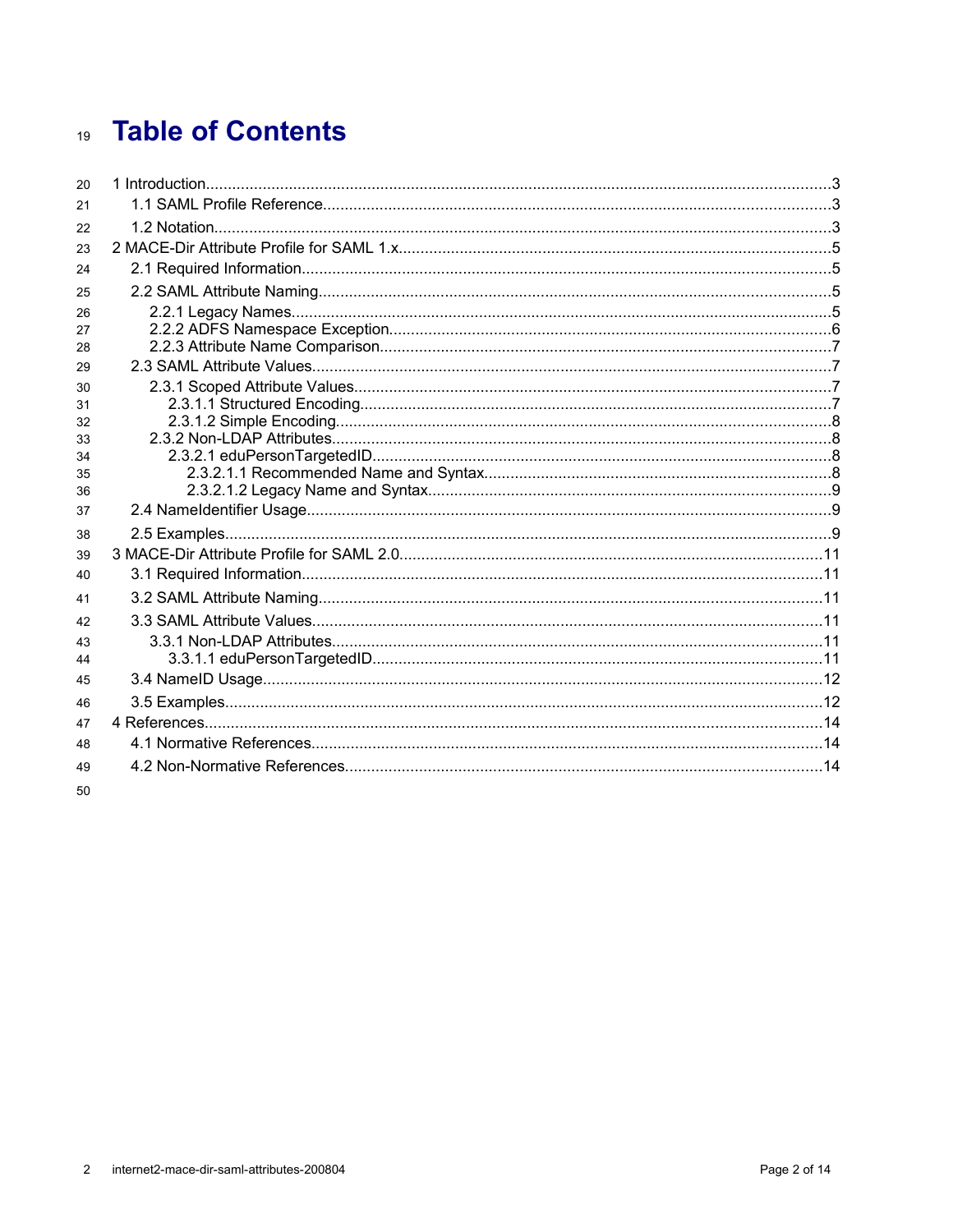# Table of Contents

- 1 Introduction....3
  - 1.1 SAML Profile Reference....3
  - 1.2 Notation....3
- 2 MACE-Dir Attribute Profile for SAML 1.x....5
  - 2.1 Required Information....5
  - 2.2 SAML Attribute Naming....5
    - 2.2.1 Legacy Names....5
    - 2.2.2 ADFS Namespace Exception....6
    - 2.2.3 Attribute Name Comparison....7
  - 2.3 SAML Attribute Values....7
    - 2.3.1 Scoped Attribute Values....7
      - 2.3.1.1 Structured Encoding....7
      - 2.3.1.2 Simple Encoding....8
    - 2.3.2 Non-LDAP Attributes....8
      - 2.3.2.1 eduPersonTargetedID....8
        - 2.3.2.1.1 Recommended Name and Syntax....8
        - 2.3.2.1.2 Legacy Name and Syntax....9
  - 2.4 NameIdentifier Usage....9
  - 2.5 Examples....9
- 3 MACE-Dir Attribute Profile for SAML 2.0....11
  - 3.1 Required Information....11
  - 3.2 SAML Attribute Naming....11
  - 3.3 SAML Attribute Values....11
    - 3.3.1 Non-LDAP Attributes....11
      - 3.3.1.1 eduPersonTargetedID....11
  - 3.4 NameID Usage....12
  - 3.5 Examples....12
- 4 References....14
  - 4.1 Normative References....14
  - 4.2 Non-Normative References....14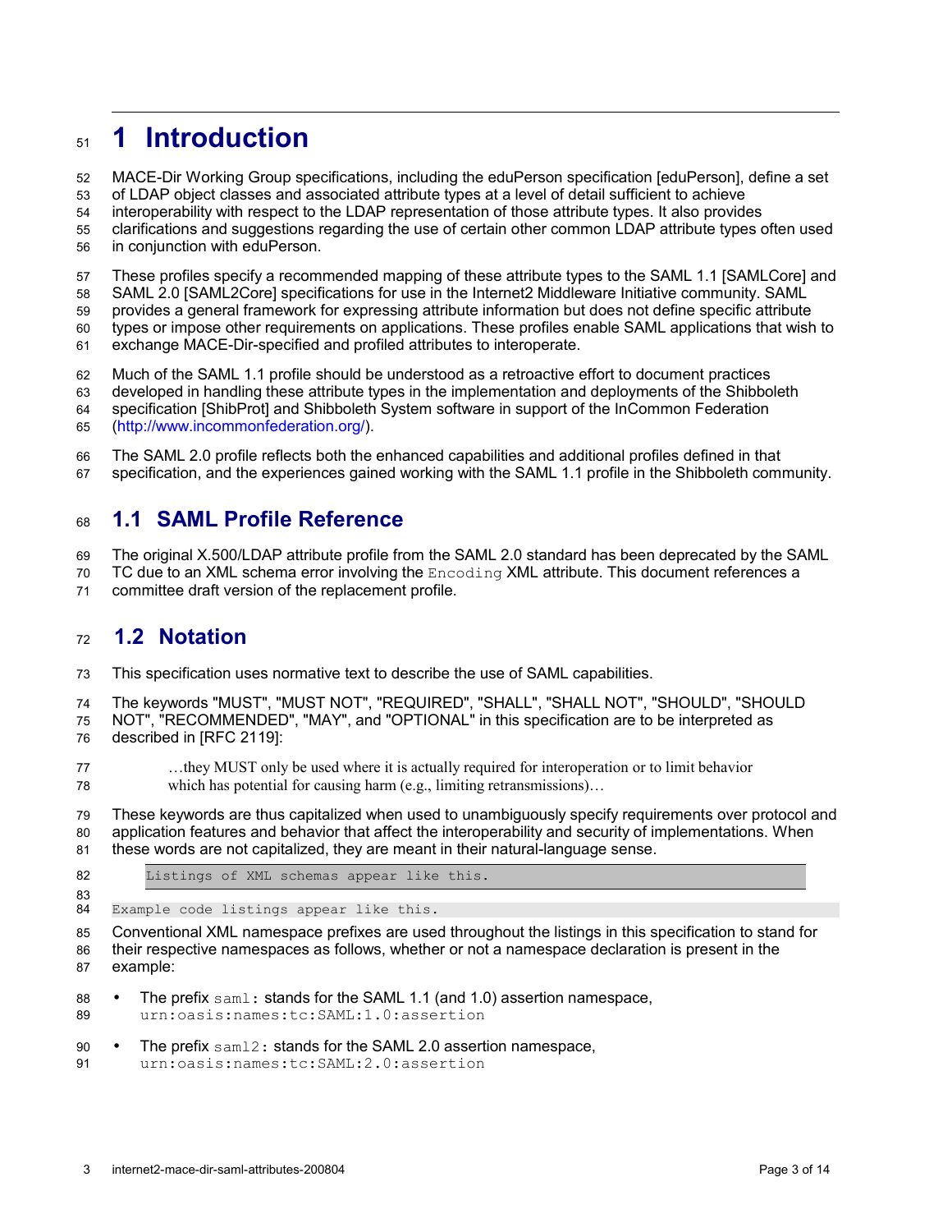# 1 Introduction

MACE-Dir Working Group specifications, including the eduPerson specification [eduPerson], define a set of LDAP object classes and associated attribute types at a level of detail sufficient to achieve interoperability with respect to the LDAP representation of those attribute types. It also provides clarifications and suggestions regarding the use of certain other common LDAP attribute types often used in conjunction with eduPerson.

These profiles specify a recommended mapping of these attribute types to the SAML 1.1 [SAMLCore] and SAML 2.0 [SAML2Core] specifications for use in the Internet2 Middleware Initiative community. SAML provides a general framework for expressing attribute information but does not define specific attribute types or impose other requirements on applications. These profiles enable SAML applications that wish to exchange MACE-Dir-specified and profiled attributes to interoperate.

Much of the SAML 1.1 profile should be understood as a retroactive effort to document practices developed in handling these attribute types in the implementation and deployments of the Shibboleth specification [ShibProt] and Shibboleth System software in support of the InCommon Federation (http://www.incommonfederation.org/).

The SAML 2.0 profile reflects both the enhanced capabilities and additional profiles defined in that specification, and the experiences gained working with the SAML 1.1 profile in the Shibboleth community.

## 1.1 SAML Profile Reference

The original X.500/LDAP attribute profile from the SAML 2.0 standard has been deprecated by the SAML TC due to an XML schema error involving the `Encoding` XML attribute. This document references a committee draft version of the replacement profile.

## 1.2 Notation

This specification uses normative text to describe the use of SAML capabilities.

The keywords "MUST", "MUST NOT", "REQUIRED", "SHALL", "SHALL NOT", "SHOULD", "SHOULD NOT", "RECOMMENDED", "MAY", and "OPTIONAL" in this specification are to be interpreted as described in [RFC 2119]:

> …they MUST only be used where it is actually required for interoperation or to limit behavior which has potential for causing harm (e.g., limiting retransmissions)…

These keywords are thus capitalized when used to unambiguously specify requirements over protocol and application features and behavior that affect the interoperability and security of implementations. When these words are not capitalized, they are meant in their natural-language sense.

```
Listings of XML schemas appear like this.
```

```
Example code listings appear like this.
```

Conventional XML namespace prefixes are used throughout the listings in this specification to stand for their respective namespaces as follows, whether or not a namespace declaration is present in the example:

- The prefix `saml:` stands for the SAML 1.1 (and 1.0) assertion namespace, `urn:oasis:names:tc:SAML:1.0:assertion`
- The prefix `saml2:` stands for the SAML 2.0 assertion namespace, `urn:oasis:names:tc:SAML:2.0:assertion`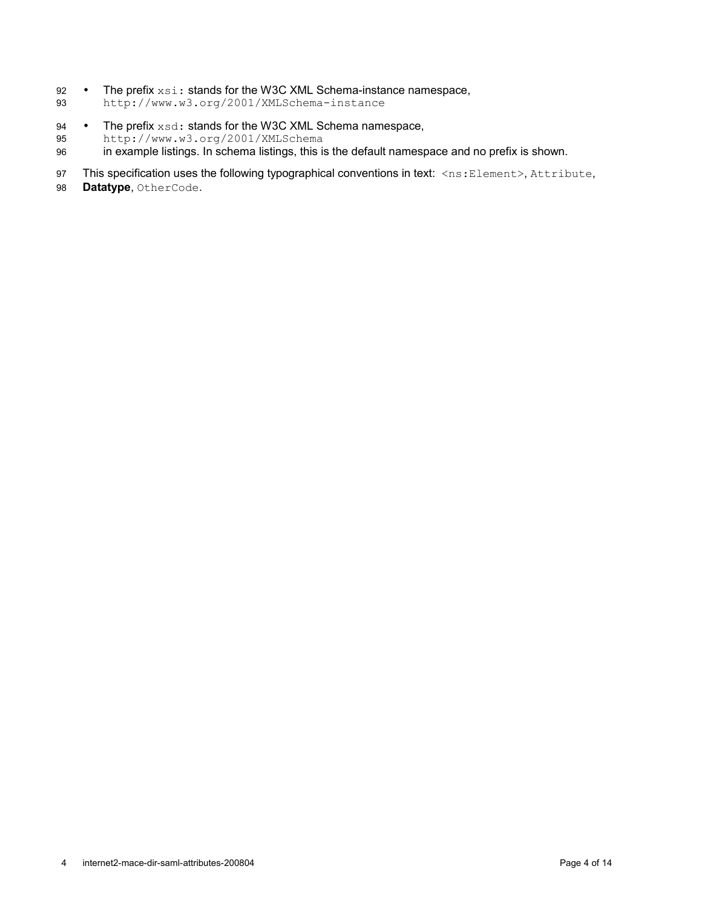- The prefix `xsi:` stands for the W3C XML Schema-instance namespace,
  `http://www.w3.org/2001/XMLSchema-instance`
- The prefix `xsd:` stands for the W3C XML Schema namespace,
  `http://www.w3.org/2001/XMLSchema`
  in example listings. In schema listings, this is the default namespace and no prefix is shown.

This specification uses the following typographical conventions in text: `<ns:Element>`, `Attribute`, **Datatype**, `OtherCode`.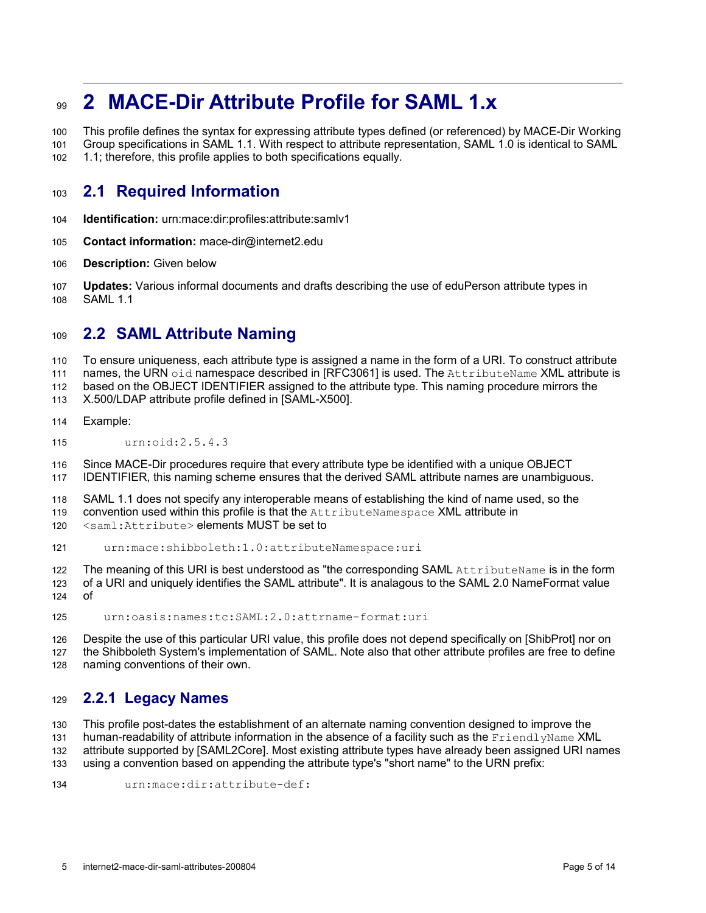# 2 MACE-Dir Attribute Profile for SAML 1.x

This profile defines the syntax for expressing attribute types defined (or referenced) by MACE-Dir Working Group specifications in SAML 1.1. With respect to attribute representation, SAML 1.0 is identical to SAML 1.1; therefore, this profile applies to both specifications equally.

## 2.1 Required Information

**Identification:** urn:mace:dir:profiles:attribute:samlv1

**Contact information:** mace-dir@internet2.edu

**Description:** Given below

**Updates:** Various informal documents and drafts describing the use of eduPerson attribute types in SAML 1.1

## 2.2 SAML Attribute Naming

To ensure uniqueness, each attribute type is assigned a name in the form of a URI. To construct attribute names, the URN `oid` namespace described in [RFC3061] is used. The `AttributeName` XML attribute is based on the OBJECT IDENTIFIER assigned to the attribute type. This naming procedure mirrors the X.500/LDAP attribute profile defined in [SAML-X500].

Example:

```
urn:oid:2.5.4.3
```

Since MACE-Dir procedures require that every attribute type be identified with a unique OBJECT IDENTIFIER, this naming scheme ensures that the derived SAML attribute names are unambiguous.

SAML 1.1 does not specify any interoperable means of establishing the kind of name used, so the convention used within this profile is that the `AttributeNamespace` XML attribute in `<saml:Attribute>` elements MUST be set to

```
urn:mace:shibboleth:1.0:attributeNamespace:uri
```

The meaning of this URI is best understood as "the corresponding SAML `AttributeName` is in the form of a URI and uniquely identifies the SAML attribute". It is analagous to the SAML 2.0 NameFormat value of

```
urn:oasis:names:tc:SAML:2.0:attrname-format:uri
```

Despite the use of this particular URI value, this profile does not depend specifically on [ShibProt] nor on the Shibboleth System's implementation of SAML. Note also that other attribute profiles are free to define naming conventions of their own.

### 2.2.1 Legacy Names

This profile post-dates the establishment of an alternate naming convention designed to improve the human-readability of attribute information in the absence of a facility such as the `FriendlyName` XML attribute supported by [SAML2Core]. Most existing attribute types have already been assigned URI names using a convention based on appending the attribute type's "short name" to the URN prefix:

```
urn:mace:dir:attribute-def:
```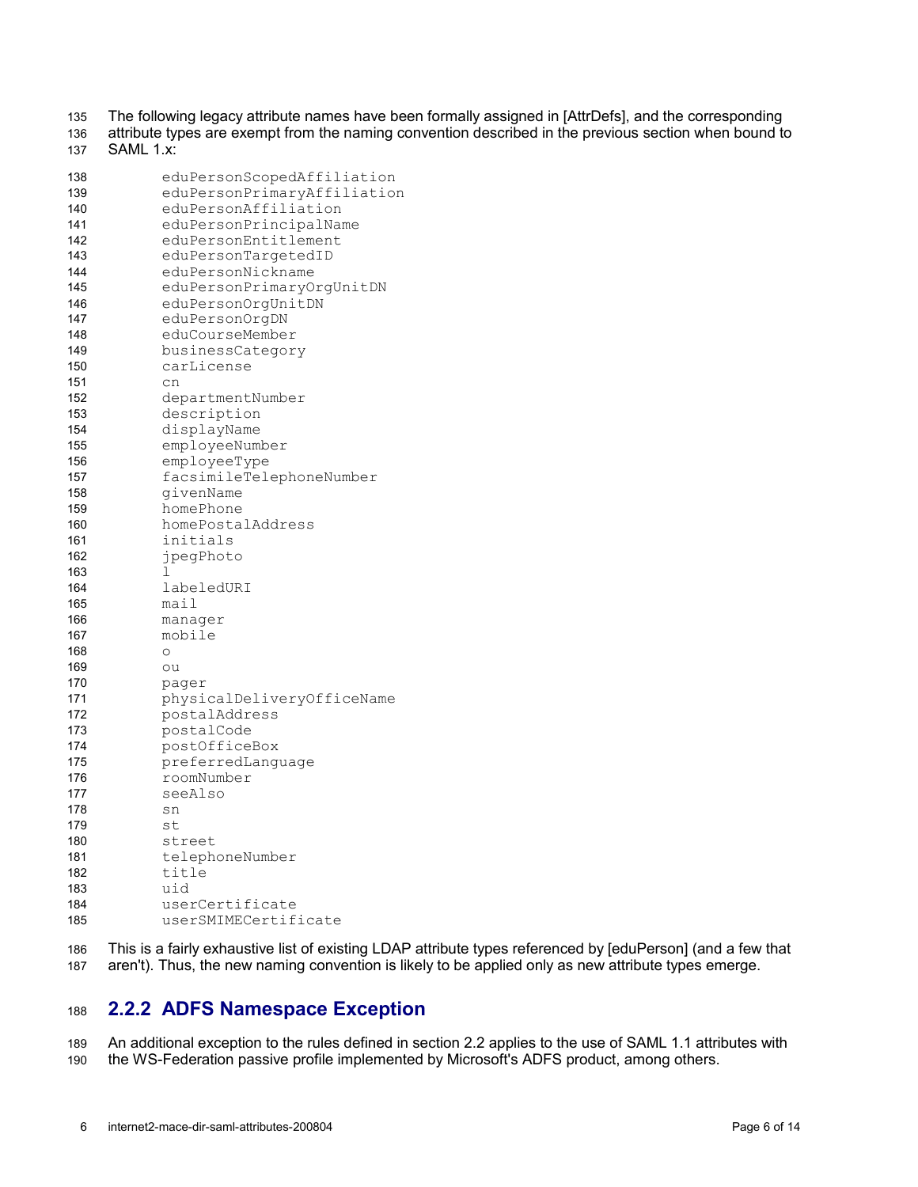The following legacy attribute names have been formally assigned in [AttrDefs], and the corresponding attribute types are exempt from the naming convention described in the previous section when bound to SAML 1.x:

```
eduPersonScopedAffiliation
eduPersonPrimaryAffiliation
eduPersonAffiliation
eduPersonPrincipalName
eduPersonEntitlement
eduPersonTargetedID
eduPersonNickname
eduPersonPrimaryOrgUnitDN
eduPersonOrgUnitDN
eduPersonOrgDN
eduCourseMember
businessCategory
carLicense
cn
departmentNumber
description
displayName
employeeNumber
employeeType
facsimileTelephoneNumber
givenName
homePhone
homePostalAddress
initials
jpegPhoto
l
labeledURI
mail
manager
mobile
o
ou
pager
physicalDeliveryOfficeName
postalAddress
postalCode
postOfficeBox
preferredLanguage
roomNumber
seeAlso
sn
st
street
telephoneNumber
title
uid
userCertificate
userSMIMECertificate
```

This is a fairly exhaustive list of existing LDAP attribute types referenced by [eduPerson] (and a few that aren't). Thus, the new naming convention is likely to be applied only as new attribute types emerge.

### 2.2.2 ADFS Namespace Exception

An additional exception to the rules defined in section 2.2 applies to the use of SAML 1.1 attributes with the WS-Federation passive profile implemented by Microsoft's ADFS product, among others.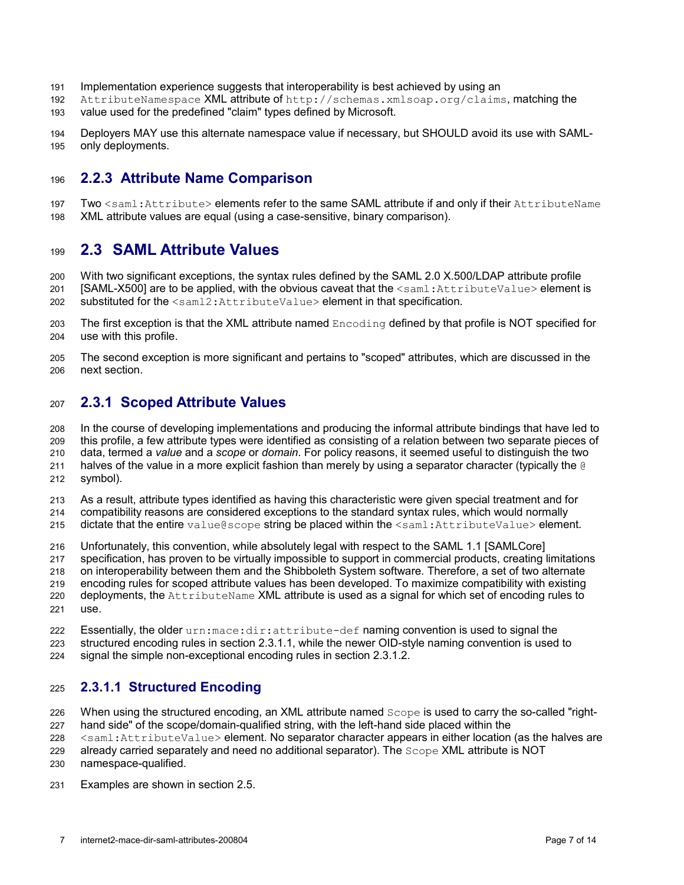Implementation experience suggests that interoperability is best achieved by using an `AttributeNamespace` XML attribute of `http://schemas.xmlsoap.org/claims`, matching the value used for the predefined "claim" types defined by Microsoft.

Deployers MAY use this alternate namespace value if necessary, but SHOULD avoid its use with SAML-only deployments.

### 2.2.3 Attribute Name Comparison

Two `<saml:Attribute>` elements refer to the same SAML attribute if and only if their `AttributeName` XML attribute values are equal (using a case-sensitive, binary comparison).

## 2.3 SAML Attribute Values

With two significant exceptions, the syntax rules defined by the SAML 2.0 X.500/LDAP attribute profile [SAML-X500] are to be applied, with the obvious caveat that the `<saml:AttributeValue>` element is substituted for the `<saml2:AttributeValue>` element in that specification.

The first exception is that the XML attribute named `Encoding` defined by that profile is NOT specified for use with this profile.

The second exception is more significant and pertains to "scoped" attributes, which are discussed in the next section.

### 2.3.1 Scoped Attribute Values

In the course of developing implementations and producing the informal attribute bindings that have led to this profile, a few attribute types were identified as consisting of a relation between two separate pieces of data, termed a *value* and a *scope* or *domain*. For policy reasons, it seemed useful to distinguish the two halves of the value in a more explicit fashion than merely by using a separator character (typically the `@` symbol).

As a result, attribute types identified as having this characteristic were given special treatment and for compatibility reasons are considered exceptions to the standard syntax rules, which would normally dictate that the entire `value@scope` string be placed within the `<saml:AttributeValue>` element.

Unfortunately, this convention, while absolutely legal with respect to the SAML 1.1 [SAMLCore] specification, has proven to be virtually impossible to support in commercial products, creating limitations on interoperability between them and the Shibboleth System software. Therefore, a set of two alternate encoding rules for scoped attribute values has been developed. To maximize compatibility with existing deployments, the `AttributeName` XML attribute is used as a signal for which set of encoding rules to use.

Essentially, the older `urn:mace:dir:attribute-def` naming convention is used to signal the structured encoding rules in section 2.3.1.1, while the newer OID-style naming convention is used to signal the simple non-exceptional encoding rules in section 2.3.1.2.

#### 2.3.1.1 Structured Encoding

When using the structured encoding, an XML attribute named `Scope` is used to carry the so-called "right-hand side" of the scope/domain-qualified string, with the left-hand side placed within the `<saml:AttributeValue>` element. No separator character appears in either location (as the halves are already carried separately and need no additional separator). The `Scope` XML attribute is NOT namespace-qualified.

Examples are shown in section 2.5.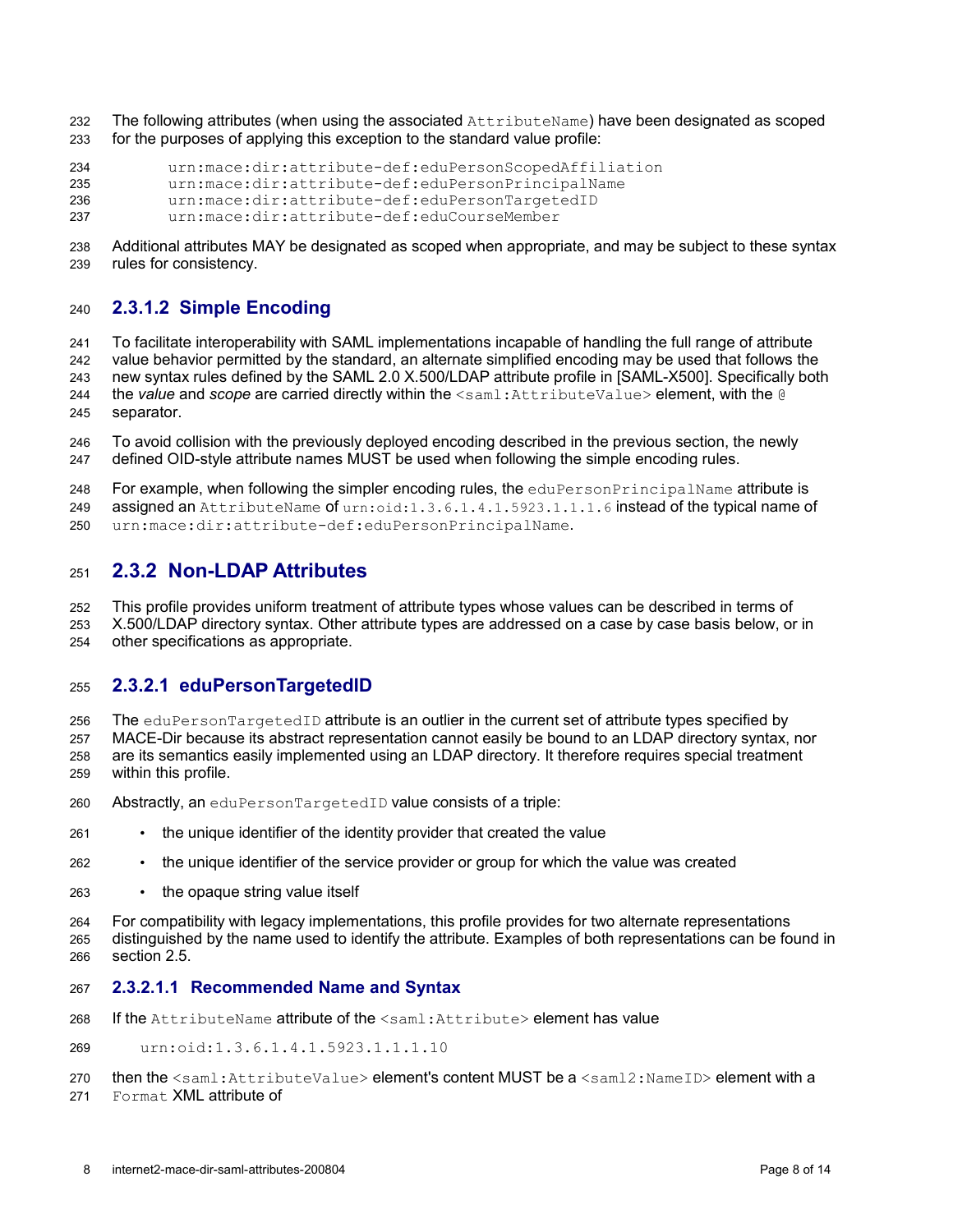The following attributes (when using the associated `AttributeName`) have been designated as scoped for the purposes of applying this exception to the standard value profile:

```
urn:mace:dir:attribute-def:eduPersonScopedAffiliation
urn:mace:dir:attribute-def:eduPersonPrincipalName
urn:mace:dir:attribute-def:eduPersonTargetedID
urn:mace:dir:attribute-def:eduCourseMember
```

Additional attributes MAY be designated as scoped when appropriate, and may be subject to these syntax rules for consistency.

#### 2.3.1.2 Simple Encoding

To facilitate interoperability with SAML implementations incapable of handling the full range of attribute value behavior permitted by the standard, an alternate simplified encoding may be used that follows the new syntax rules defined by the SAML 2.0 X.500/LDAP attribute profile in [SAML-X500]. Specifically both the *value* and *scope* are carried directly within the `<saml:AttributeValue>` element, with the `@` separator.

To avoid collision with the previously deployed encoding described in the previous section, the newly defined OID-style attribute names MUST be used when following the simple encoding rules.

For example, when following the simpler encoding rules, the `eduPersonPrincipalName` attribute is assigned an `AttributeName` of `urn:oid:1.3.6.1.4.1.5923.1.1.1.6` instead of the typical name of `urn:mace:dir:attribute-def:eduPersonPrincipalName`.

### 2.3.2 Non-LDAP Attributes

This profile provides uniform treatment of attribute types whose values can be described in terms of X.500/LDAP directory syntax. Other attribute types are addressed on a case by case basis below, or in other specifications as appropriate.

#### 2.3.2.1 eduPersonTargetedID

The `eduPersonTargetedID` attribute is an outlier in the current set of attribute types specified by MACE-Dir because its abstract representation cannot easily be bound to an LDAP directory syntax, nor are its semantics easily implemented using an LDAP directory. It therefore requires special treatment within this profile.

Abstractly, an `eduPersonTargetedID` value consists of a triple:

- the unique identifier of the identity provider that created the value
- the unique identifier of the service provider or group for which the value was created
- the opaque string value itself

For compatibility with legacy implementations, this profile provides for two alternate representations distinguished by the name used to identify the attribute. Examples of both representations can be found in section 2.5.

##### 2.3.2.1.1 Recommended Name and Syntax

If the `AttributeName` attribute of the `<saml:Attribute>` element has value

```
urn:oid:1.3.6.1.4.1.5923.1.1.1.10
```

then the `<saml:AttributeValue>` element's content MUST be a `<saml2:NameID>` element with a `Format` XML attribute of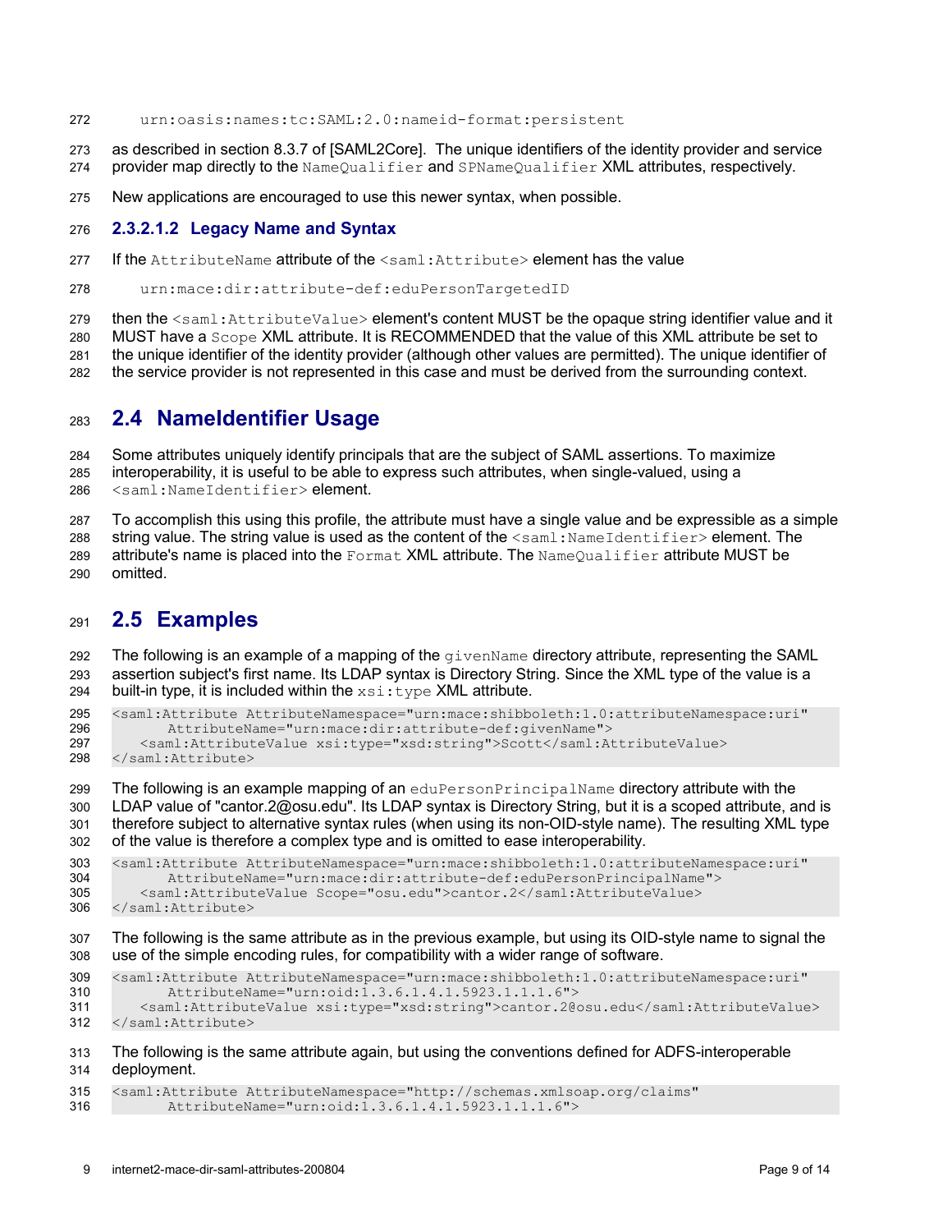```
urn:oasis:names:tc:SAML:2.0:nameid-format:persistent
```

as described in section 8.3.7 of [SAML2Core]. The unique identifiers of the identity provider and service provider map directly to the `NameQualifier` and `SPNameQualifier` XML attributes, respectively.

New applications are encouraged to use this newer syntax, when possible.

#### 2.3.2.1.2 Legacy Name and Syntax

If the `AttributeName` attribute of the `<saml:Attribute>` element has the value

```
urn:mace:dir:attribute-def:eduPersonTargetedID
```

then the `<saml:AttributeValue>` element's content MUST be the opaque string identifier value and it MUST have a `Scope` XML attribute. It is RECOMMENDED that the value of this XML attribute be set to the unique identifier of the identity provider (although other values are permitted). The unique identifier of the service provider is not represented in this case and must be derived from the surrounding context.

## 2.4 NameIdentifier Usage

Some attributes uniquely identify principals that are the subject of SAML assertions. To maximize interoperability, it is useful to be able to express such attributes, when single-valued, using a `<saml:NameIdentifier>` element.

To accomplish this using this profile, the attribute must have a single value and be expressible as a simple string value. The string value is used as the content of the `<saml:NameIdentifier>` element. The attribute's name is placed into the `Format` XML attribute. The `NameQualifier` attribute MUST be omitted.

## 2.5 Examples

The following is an example of a mapping of the `givenName` directory attribute, representing the SAML assertion subject's first name. Its LDAP syntax is Directory String. Since the XML type of the value is a built-in type, it is included within the `xsi:type` XML attribute.

```
<saml:Attribute AttributeNamespace="urn:mace:shibboleth:1.0:attributeNamespace:uri"
      AttributeName="urn:mace:dir:attribute-def:givenName">
   <saml:AttributeValue xsi:type="xsd:string">Scott</saml:AttributeValue>
</saml:Attribute>
```

The following is an example mapping of an `eduPersonPrincipalName` directory attribute with the LDAP value of "cantor.2@osu.edu". Its LDAP syntax is Directory String, but it is a scoped attribute, and is therefore subject to alternative syntax rules (when using its non-OID-style name). The resulting XML type of the value is therefore a complex type and is omitted to ease interoperability.

```
<saml:Attribute AttributeNamespace="urn:mace:shibboleth:1.0:attributeNamespace:uri"
      AttributeName="urn:mace:dir:attribute-def:eduPersonPrincipalName">
   <saml:AttributeValue Scope="osu.edu">cantor.2</saml:AttributeValue>
</saml:Attribute>
```

The following is the same attribute as in the previous example, but using its OID-style name to signal the use of the simple encoding rules, for compatibility with a wider range of software.

```
<saml:Attribute AttributeNamespace="urn:mace:shibboleth:1.0:attributeNamespace:uri"
      AttributeName="urn:oid:1.3.6.1.4.1.5923.1.1.1.6">
   <saml:AttributeValue xsi:type="xsd:string">cantor.2@osu.edu</saml:AttributeValue>
</saml:Attribute>
```

The following is the same attribute again, but using the conventions defined for ADFS-interoperable deployment.

```
<saml:Attribute AttributeNamespace="http://schemas.xmlsoap.org/claims"
      AttributeName="urn:oid:1.3.6.1.4.1.5923.1.1.1.6">
```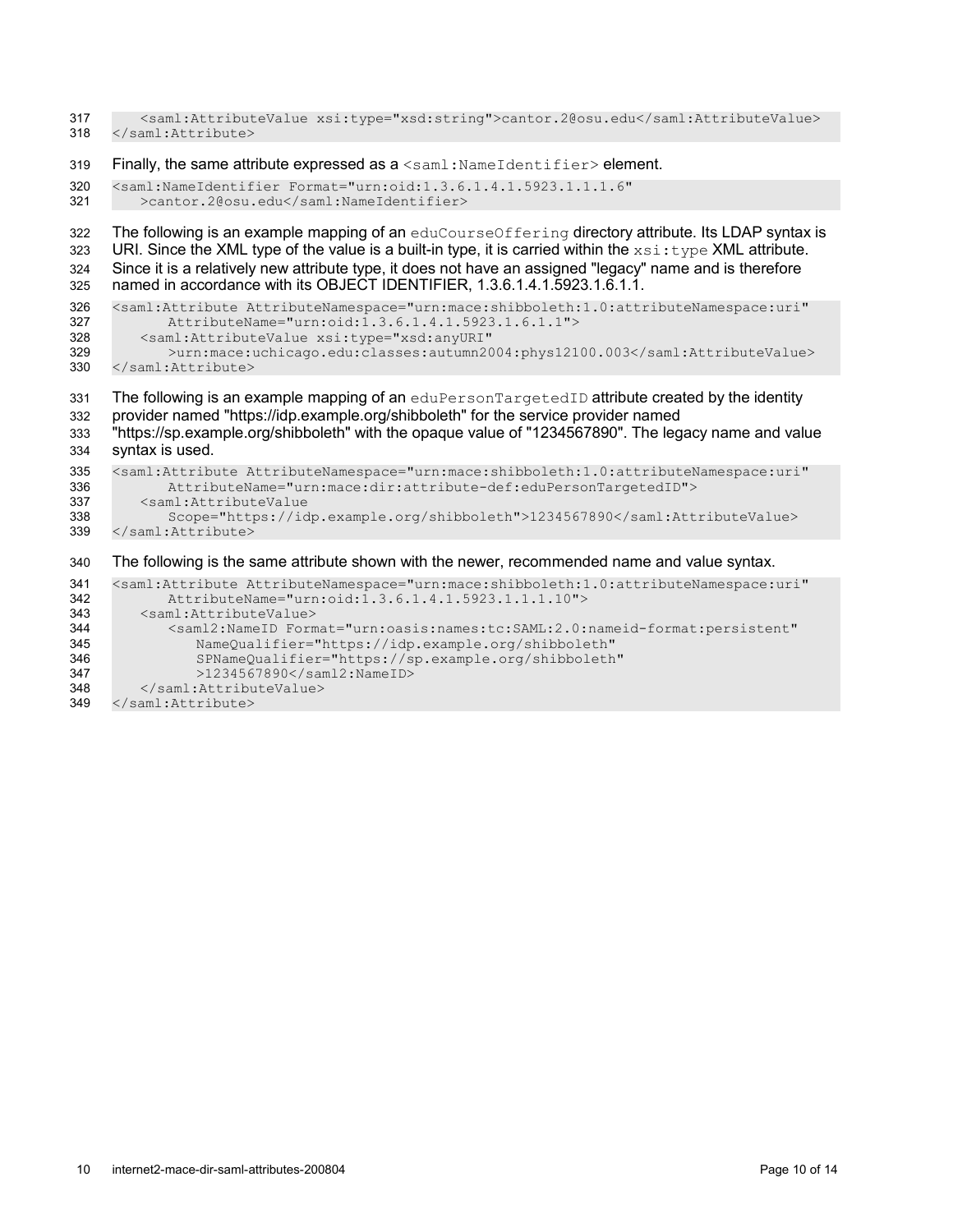```
    <saml:AttributeValue xsi:type="xsd:string">cantor.2@osu.edu</saml:AttributeValue>
</saml:Attribute>
```

Finally, the same attribute expressed as a `<saml:NameIdentifier>` element.

```
<saml:NameIdentifier Format="urn:oid:1.3.6.1.4.1.5923.1.1.1.6"
    >cantor.2@osu.edu</saml:NameIdentifier>
```

The following is an example mapping of an `eduCourseOffering` directory attribute. Its LDAP syntax is URI. Since the XML type of the value is a built-in type, it is carried within the `xsi:type` XML attribute. Since it is a relatively new attribute type, it does not have an assigned "legacy" name and is therefore named in accordance with its OBJECT IDENTIFIER, 1.3.6.1.4.1.5923.1.6.1.1.

```
<saml:Attribute AttributeNamespace="urn:mace:shibboleth:1.0:attributeNamespace:uri"
      AttributeName="urn:oid:1.3.6.1.4.1.5923.1.6.1.1">
    <saml:AttributeValue xsi:type="xsd:anyURI"
       >urn:mace:uchicago.edu:classes:autumn2004:phys12100.003</saml:AttributeValue>
</saml:Attribute>
```

The following is an example mapping of an `eduPersonTargetedID` attribute created by the identity provider named "https://idp.example.org/shibboleth" for the service provider named "https://sp.example.org/shibboleth" with the opaque value of "1234567890". The legacy name and value syntax is used.

```
<saml:Attribute AttributeNamespace="urn:mace:shibboleth:1.0:attributeNamespace:uri"
      AttributeName="urn:mace:dir:attribute-def:eduPersonTargetedID">
    <saml:AttributeValue
       Scope="https://idp.example.org/shibboleth">1234567890</saml:AttributeValue>
</saml:Attribute>
```

The following is the same attribute shown with the newer, recommended name and value syntax.

```
<saml:Attribute AttributeNamespace="urn:mace:shibboleth:1.0:attributeNamespace:uri"
      AttributeName="urn:oid:1.3.6.1.4.1.5923.1.1.1.10">
    <saml:AttributeValue>
       <saml2:NameID Format="urn:oasis:names:tc:SAML:2.0:nameid-format:persistent"
          NameQualifier="https://idp.example.org/shibboleth"
          SPNameQualifier="https://sp.example.org/shibboleth"
          >1234567890</saml2:NameID>
    </saml:AttributeValue>
</saml:Attribute>
```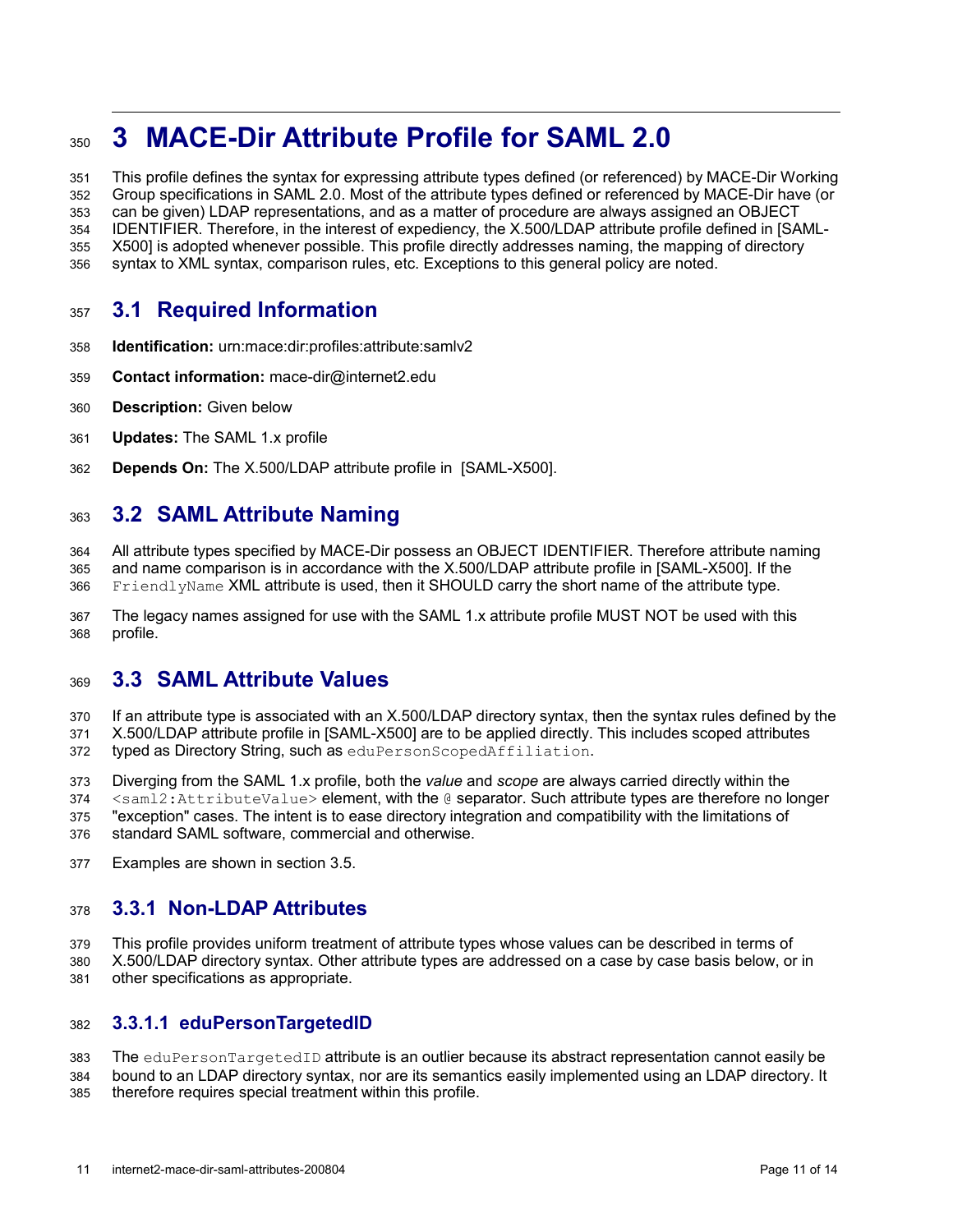# 3 MACE-Dir Attribute Profile for SAML 2.0

This profile defines the syntax for expressing attribute types defined (or referenced) by MACE-Dir Working Group specifications in SAML 2.0. Most of the attribute types defined or referenced by MACE-Dir have (or can be given) LDAP representations, and as a matter of procedure are always assigned an OBJECT IDENTIFIER. Therefore, in the interest of expediency, the X.500/LDAP attribute profile defined in [SAML-X500] is adopted whenever possible. This profile directly addresses naming, the mapping of directory syntax to XML syntax, comparison rules, etc. Exceptions to this general policy are noted.

## 3.1 Required Information

**Identification:** urn:mace:dir:profiles:attribute:samlv2

**Contact information:** mace-dir@internet2.edu

**Description:** Given below

**Updates:** The SAML 1.x profile

**Depends On:** The X.500/LDAP attribute profile in [SAML-X500].

## 3.2 SAML Attribute Naming

All attribute types specified by MACE-Dir possess an OBJECT IDENTIFIER. Therefore attribute naming and name comparison is in accordance with the X.500/LDAP attribute profile in [SAML-X500]. If the `FriendlyName` XML attribute is used, then it SHOULD carry the short name of the attribute type.

The legacy names assigned for use with the SAML 1.x attribute profile MUST NOT be used with this profile.

## 3.3 SAML Attribute Values

If an attribute type is associated with an X.500/LDAP directory syntax, then the syntax rules defined by the X.500/LDAP attribute profile in [SAML-X500] are to be applied directly. This includes scoped attributes typed as Directory String, such as `eduPersonScopedAffiliation`.

Diverging from the SAML 1.x profile, both the *value* and *scope* are always carried directly within the `<saml2:AttributeValue>` element, with the `@` separator. Such attribute types are therefore no longer "exception" cases. The intent is to ease directory integration and compatibility with the limitations of standard SAML software, commercial and otherwise.

Examples are shown in section 3.5.

### 3.3.1 Non-LDAP Attributes

This profile provides uniform treatment of attribute types whose values can be described in terms of X.500/LDAP directory syntax. Other attribute types are addressed on a case by case basis below, or in other specifications as appropriate.

#### 3.3.1.1 eduPersonTargetedID

The `eduPersonTargetedID` attribute is an outlier because its abstract representation cannot easily be bound to an LDAP directory syntax, nor are its semantics easily implemented using an LDAP directory. It therefore requires special treatment within this profile.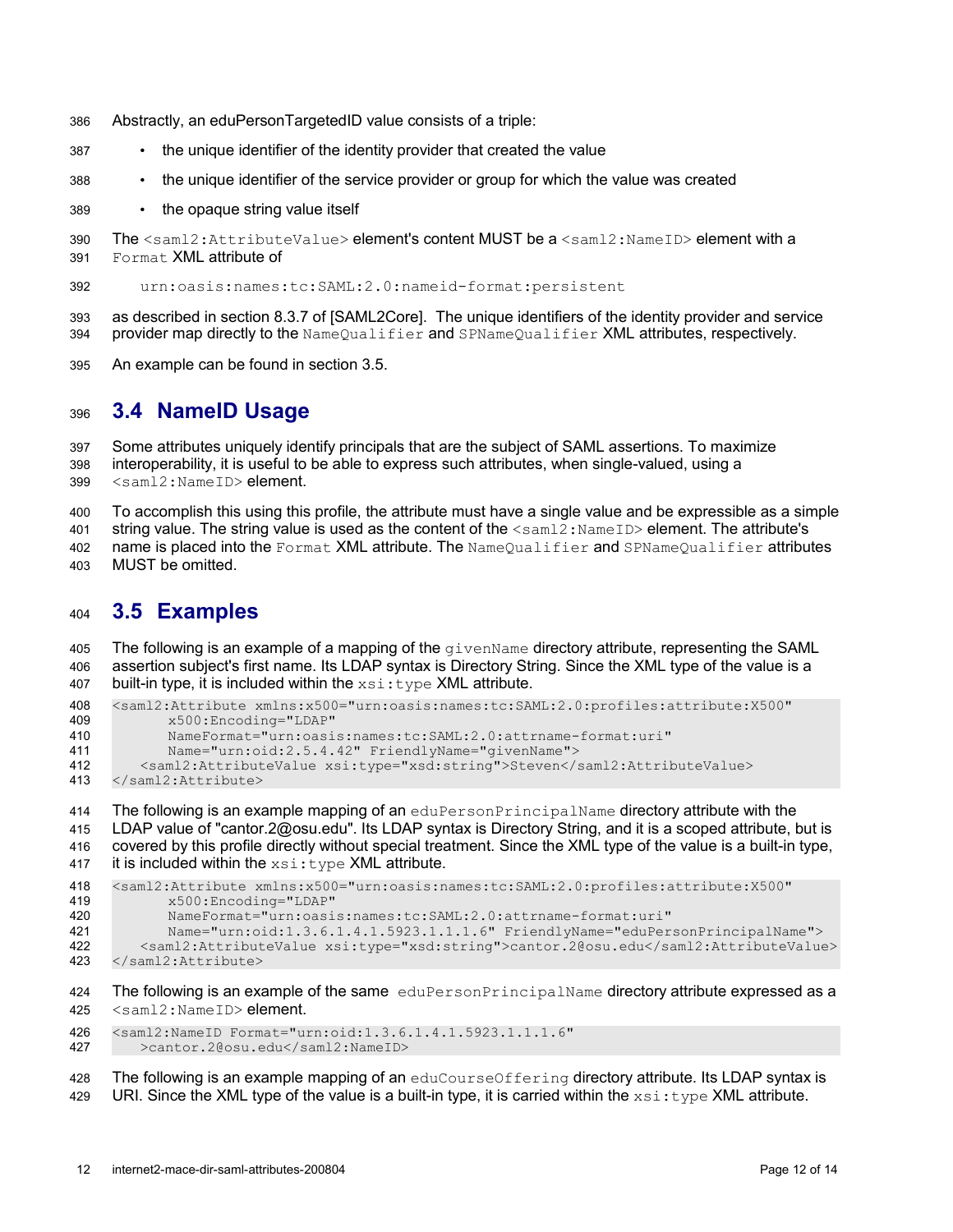Abstractly, an eduPersonTargetedID value consists of a triple:

- the unique identifier of the identity provider that created the value
- the unique identifier of the service provider or group for which the value was created
- the opaque string value itself

The `<saml2:AttributeValue>` element's content MUST be a `<saml2:NameID>` element with a `Format` XML attribute of

```
urn:oasis:names:tc:SAML:2.0:nameid-format:persistent
```

as described in section 8.3.7 of [SAML2Core]. The unique identifiers of the identity provider and service provider map directly to the `NameQualifier` and `SPNameQualifier` XML attributes, respectively.

An example can be found in section 3.5.

## 3.4 NameID Usage

Some attributes uniquely identify principals that are the subject of SAML assertions. To maximize interoperability, it is useful to be able to express such attributes, when single-valued, using a `<saml2:NameID>` element.

To accomplish this using this profile, the attribute must have a single value and be expressible as a simple string value. The string value is used as the content of the `<saml2:NameID>` element. The attribute's name is placed into the `Format` XML attribute. The `NameQualifier` and `SPNameQualifier` attributes MUST be omitted.

## 3.5 Examples

The following is an example of a mapping of the `givenName` directory attribute, representing the SAML assertion subject's first name. Its LDAP syntax is Directory String. Since the XML type of the value is a built-in type, it is included within the `xsi:type` XML attribute.

```
<saml2:Attribute xmlns:x500="urn:oasis:names:tc:SAML:2.0:profiles:attribute:X500"
       x500:Encoding="LDAP"
       NameFormat="urn:oasis:names:tc:SAML:2.0:attrname-format:uri"
       Name="urn:oid:2.5.4.42" FriendlyName="givenName">
    <saml2:AttributeValue xsi:type="xsd:string">Steven</saml2:AttributeValue>
</saml2:Attribute>
```

The following is an example mapping of an `eduPersonPrincipalName` directory attribute with the LDAP value of "cantor.2@osu.edu". Its LDAP syntax is Directory String, and it is a scoped attribute, but is covered by this profile directly without special treatment. Since the XML type of the value is a built-in type, it is included within the `xsi:type` XML attribute.

```
<saml2:Attribute xmlns:x500="urn:oasis:names:tc:SAML:2.0:profiles:attribute:X500"
       x500:Encoding="LDAP"
       NameFormat="urn:oasis:names:tc:SAML:2.0:attrname-format:uri"
       Name="urn:oid:1.3.6.1.4.1.5923.1.1.1.6" FriendlyName="eduPersonPrincipalName">
    <saml2:AttributeValue xsi:type="xsd:string">cantor.2@osu.edu</saml2:AttributeValue>
</saml2:Attribute>
```

The following is an example of the same `eduPersonPrincipalName` directory attribute expressed as a `<saml2:NameID>` element.

```
<saml2:NameID Format="urn:oid:1.3.6.1.4.1.5923.1.1.1.6"
    >cantor.2@osu.edu</saml2:NameID>
```

The following is an example mapping of an `eduCourseOffering` directory attribute. Its LDAP syntax is URI. Since the XML type of the value is a built-in type, it is carried within the `xsi:type` XML attribute.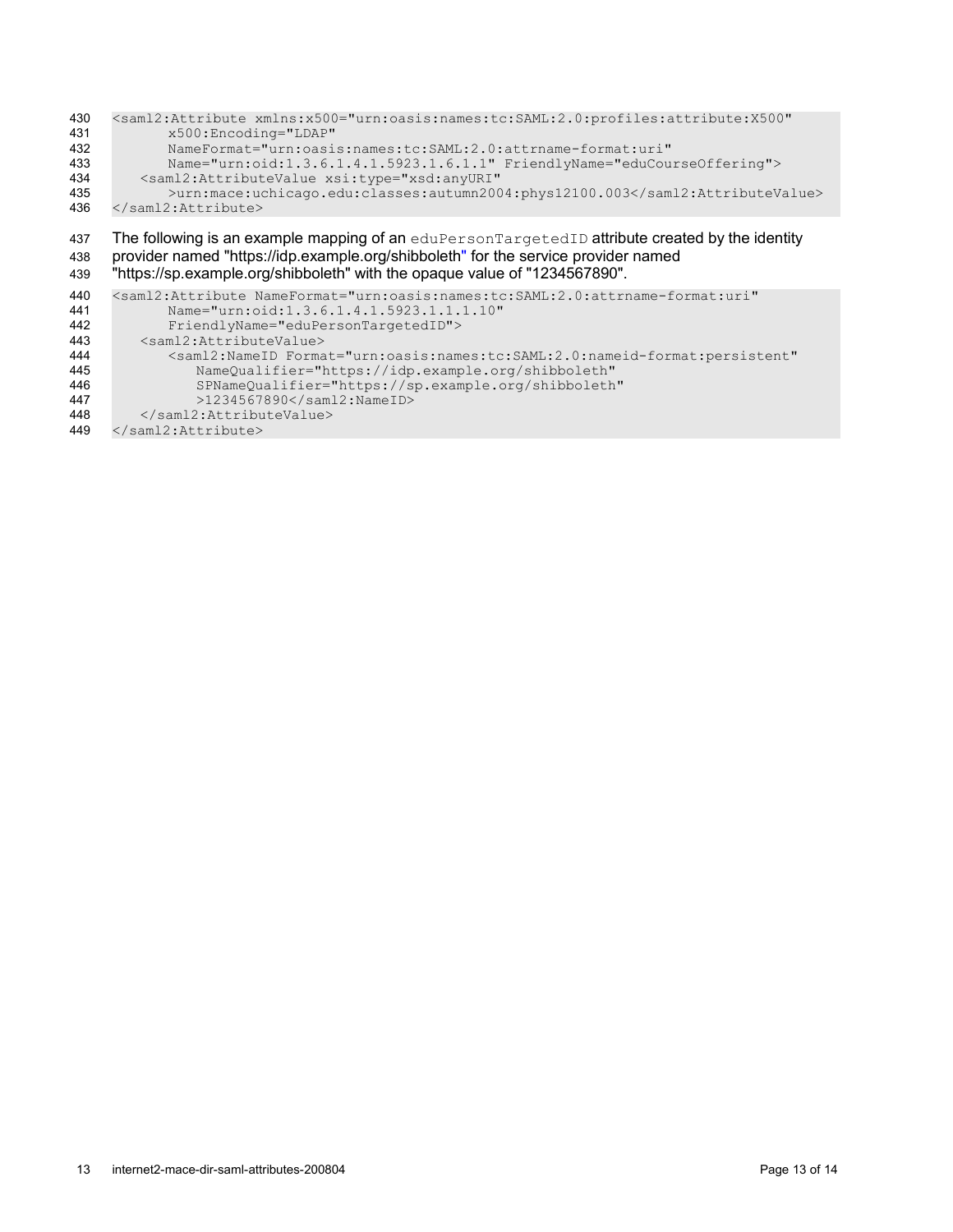```
<saml2:Attribute xmlns:x500="urn:oasis:names:tc:SAML:2.0:profiles:attribute:X500"
       x500:Encoding="LDAP"
       NameFormat="urn:oasis:names:tc:SAML:2.0:attrname-format:uri"
       Name="urn:oid:1.3.6.1.4.1.5923.1.6.1.1" FriendlyName="eduCourseOffering">
    <saml2:AttributeValue xsi:type="xsd:anyURI"
       >urn:mace:uchicago.edu:classes:autumn2004:phys12100.003</saml2:AttributeValue>
</saml2:Attribute>
```

The following is an example mapping of an `eduPersonTargetedID` attribute created by the identity provider named "https://idp.example.org/shibboleth" for the service provider named "https://sp.example.org/shibboleth" with the opaque value of "1234567890".

```
<saml2:Attribute NameFormat="urn:oasis:names:tc:SAML:2.0:attrname-format:uri"
       Name="urn:oid:1.3.6.1.4.1.5923.1.1.1.10"
       FriendlyName="eduPersonTargetedID">
    <saml2:AttributeValue>
       <saml2:NameID Format="urn:oasis:names:tc:SAML:2.0:nameid-format:persistent"
          NameQualifier="https://idp.example.org/shibboleth"
          SPNameQualifier="https://sp.example.org/shibboleth"
          >1234567890</saml2:NameID>
    </saml2:AttributeValue>
</saml2:Attribute>
```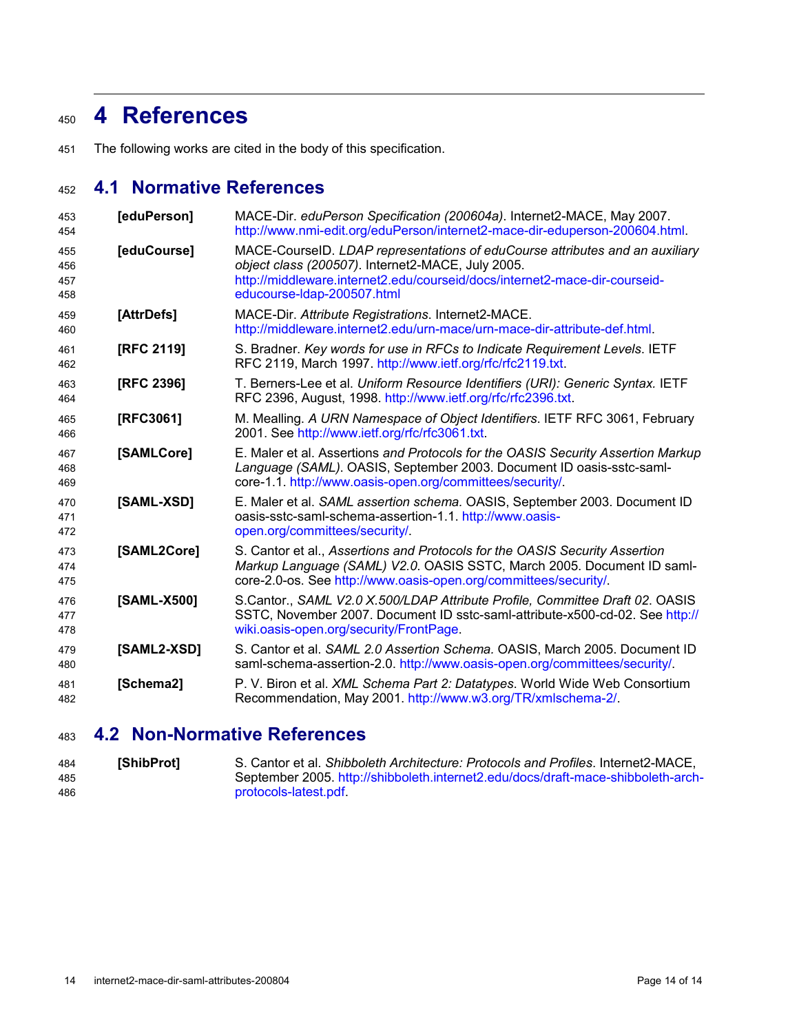# 4 References

The following works are cited in the body of this specification.

## 4.1 Normative References

**[eduPerson]** MACE-Dir. *eduPerson Specification (200604a)*. Internet2-MACE, May 2007. http://www.nmi-edit.org/eduPerson/internet2-mace-dir-eduperson-200604.html.

**[eduCourse]** MACE-CourseID. *LDAP representations of eduCourse attributes and an auxiliary object class (200507)*. Internet2-MACE, July 2005. http://middleware.internet2.edu/courseid/docs/internet2-mace-dir-courseid-educourse-ldap-200507.html

**[AttrDefs]** MACE-Dir. *Attribute Registrations*. Internet2-MACE. http://middleware.internet2.edu/urn-mace/urn-mace-dir-attribute-def.html.

**[RFC 2119]** S. Bradner. *Key words for use in RFCs to Indicate Requirement Levels*. IETF RFC 2119, March 1997. http://www.ietf.org/rfc/rfc2119.txt.

**[RFC 2396]** T. Berners-Lee et al. *Uniform Resource Identifiers (URI): Generic Syntax.* IETF RFC 2396, August, 1998. http://www.ietf.org/rfc/rfc2396.txt.

**[RFC3061]** M. Mealling. *A URN Namespace of Object Identifiers*. IETF RFC 3061, February 2001. See http://www.ietf.org/rfc/rfc3061.txt.

**[SAMLCore]** E. Maler et al. Assertions *and Protocols for the OASIS Security Assertion Markup Language (SAML)*. OASIS, September 2003. Document ID oasis-sstc-saml-core-1.1. http://www.oasis-open.org/committees/security/.

**[SAML-XSD]** E. Maler et al. *SAML assertion schema.* OASIS, September 2003. Document ID oasis-sstc-saml-schema-assertion-1.1. http://www.oasis-open.org/committees/security/.

**[SAML2Core]** S. Cantor et al., *Assertions and Protocols for the OASIS Security Assertion Markup Language (SAML) V2.0.* OASIS SSTC, March 2005. Document ID saml-core-2.0-os. See http://www.oasis-open.org/committees/security/.

**[SAML-X500]** S.Cantor., *SAML V2.0 X.500/LDAP Attribute Profile, Committee Draft 02*. OASIS SSTC, November 2007. Document ID sstc-saml-attribute-x500-cd-02. See http://wiki.oasis-open.org/security/FrontPage.

**[SAML2-XSD]** S. Cantor et al. *SAML 2.0 Assertion Schema.* OASIS, March 2005. Document ID saml-schema-assertion-2.0. http://www.oasis-open.org/committees/security/.

**[Schema2]** P. V. Biron et al. *XML Schema Part 2: Datatypes*. World Wide Web Consortium Recommendation, May 2001. http://www.w3.org/TR/xmlschema-2/.

## 4.2 Non-Normative References

**[ShibProt]** S. Cantor et al. *Shibboleth Architecture: Protocols and Profiles*. Internet2-MACE, September 2005. http://shibboleth.internet2.edu/docs/draft-mace-shibboleth-arch-protocols-latest.pdf.